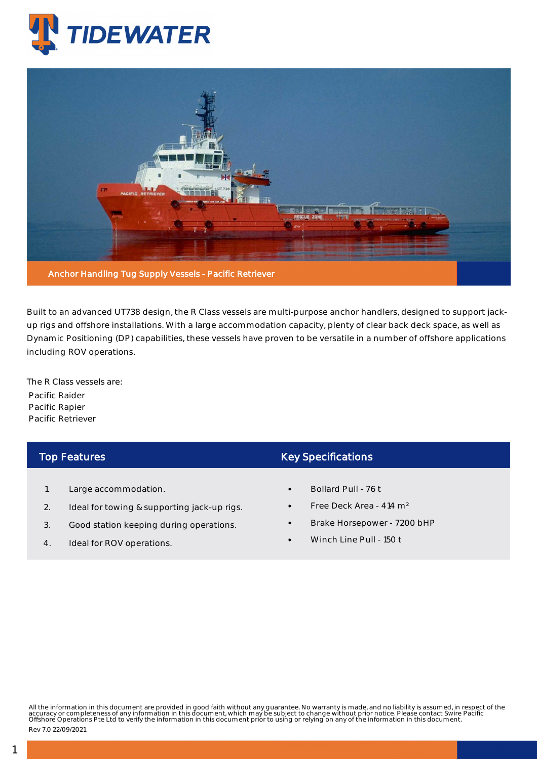# TIDEWATER

## Anchor Handling Tug Supply Vessels - Pacific Retriever

Built to an advanced UT738 design, the R Class vessels are multi-purpose anchor handlers, designed to support jack-up rigs and offshore installations. With a large accommodation capacity, plenty of clear back deck space, as well as Dynamic Positioning (DP) capabilities, these vessels have proven to be versatile in a number of offshore applications including ROV operations.

The R Class vessels are:

Pacific Raider
Pacific Rapier
Pacific Retriever

## Top Features

1. Large accommodation.
2. Ideal for towing & supporting jack-up rigs.
3. Good station keeping during operations.
4. Ideal for ROV operations.

## Key Specifications

- Bollard Pull - 76 t
- Free Deck Area - 414 m²
- Brake Horsepower - 7200 bHP
- Winch Line Pull - 150 t

All the information in this document are provided in good faith without any guarantee. No warranty is made, and no liability is assumed, in respect of the accuracy or completeness of any information in this document, which may be subject to change without prior notice. Please contact Swire Pacific Offshore Operations Pte Ltd to verify the information in this document prior to using or relying on any of the information in this document.

Rev 7.0 22/09/2021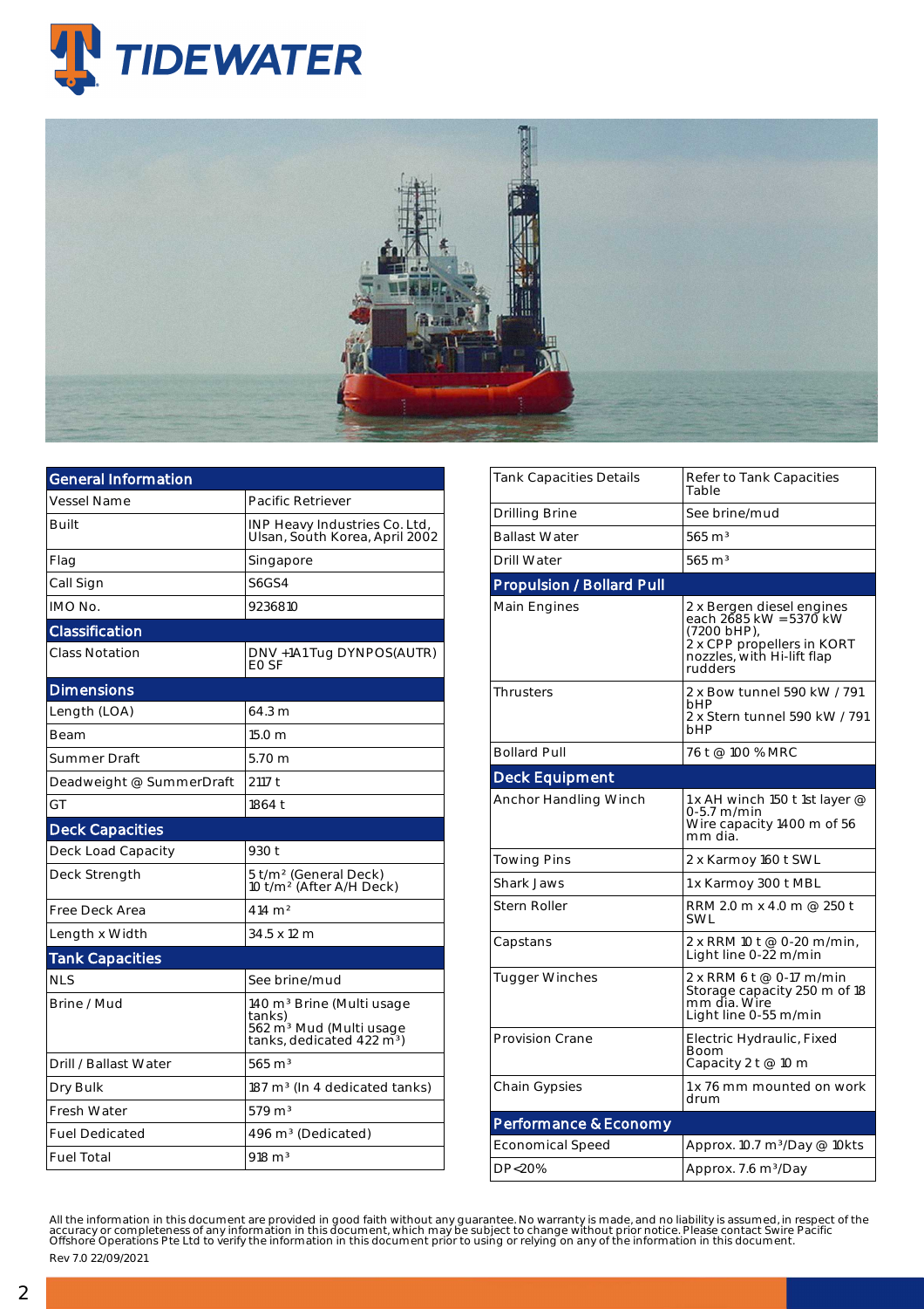# TIDEWATER

## General Information

| General Information | |
|---|---|
| Vessel Name | Pacific Retriever |
| Built | INP Heavy Industries Co. Ltd, Ulsan, South Korea, April 2002 |
| Flag | Singapore |
| Call Sign | S6GS4 |
| IMO No. | 9236810 |

## Classification

| Classification | |
|---|---|
| Class Notation | DNV +1A1 Tug DYNPOS(AUTR) E0 SF |

## Dimensions

| Dimensions | |
|---|---|
| Length (LOA) | 64.3 m |
| Beam | 15.0 m |
| Summer Draft | 5.70 m |
| Deadweight @ SummerDraft | 2117 t |
| GT | 1864 t |

## Deck Capacities

| Deck Capacities | |
|---|---|
| Deck Load Capacity | 930 t |
| Deck Strength | 5 t/m² (General Deck) 10 t/m² (After A/H Deck) |
| Free Deck Area | 414 m² |
| Length x Width | 34.5 x 12 m |

## Tank Capacities

| Tank Capacities | |
|---|---|
| NLS | See brine/mud |
| Brine / Mud | 140 m³ Brine (Multi usage tanks) 562 m³ Mud (Multi usage tanks, dedicated 422 m³) |
| Drill / Ballast Water | 565 m³ |
| Dry Bulk | 187 m³ (In 4 dedicated tanks) |
| Fresh Water | 579 m³ |
| Fuel Dedicated | 496 m³ (Dedicated) |
| Fuel Total | 918 m³ |
| Tank Capacities Details | Refer to Tank Capacities Table |
| Drilling Brine | See brine/mud |
| Ballast Water | 565 m³ |
| Drill Water | 565 m³ |

## Propulsion / Bollard Pull

| Propulsion / Bollard Pull | |
|---|---|
| Main Engines | 2 x Bergen diesel engines each 2685 kW = 5370 kW (7200 bHP), 2 x CPP propellers in KORT nozzles, with Hi-lift flap rudders |
| Thrusters | 2 x Bow tunnel 590 kW / 791 bHP 2 x Stern tunnel 590 kW / 791 bHP |
| Bollard Pull | 76 t @ 100 % MRC |

## Deck Equipment

| Deck Equipment | |
|---|---|
| Anchor Handling Winch | 1 x AH winch 150 t 1st layer @ 0-5.7 m/min Wire capacity 1400 m of 56 mm dia. |
| Towing Pins | 2 x Karmoy 160 t SWL |
| Shark Jaws | 1 x Karmoy 300 t MBL |
| Stern Roller | RRM 2.0 m x 4.0 m @ 250 t SWL |
| Capstans | 2 x RRM 10 t @ 0-20 m/min, Light line 0-22 m/min |
| Tugger Winches | 2 x RRM 6 t @ 0-17 m/min Storage capacity 250 m of 18 mm dia. Wire Light line 0-55 m/min |
| Provision Crane | Electric Hydraulic, Fixed Boom Capacity 2 t @ 10 m |
| Chain Gypsies | 1 x 76 mm mounted on work drum |

## Performance & Economy

| Performance & Economy | |
|---|---|
| Economical Speed | Approx. 10.7 m³/Day @ 10kts |
| DP<20% | Approx. 7.6 m³/Day |

All the information in this document are provided in good faith without any guarantee. No warranty is made, and no liability is assumed, in respect of the accuracy or completeness of any information in this document, which may be subject to change without prior notice. Please contact Swire Pacific Offshore Operations Pte Ltd to verify the information in this document prior to using or relying on any of the information in this document.

Rev 7.0 22/09/2021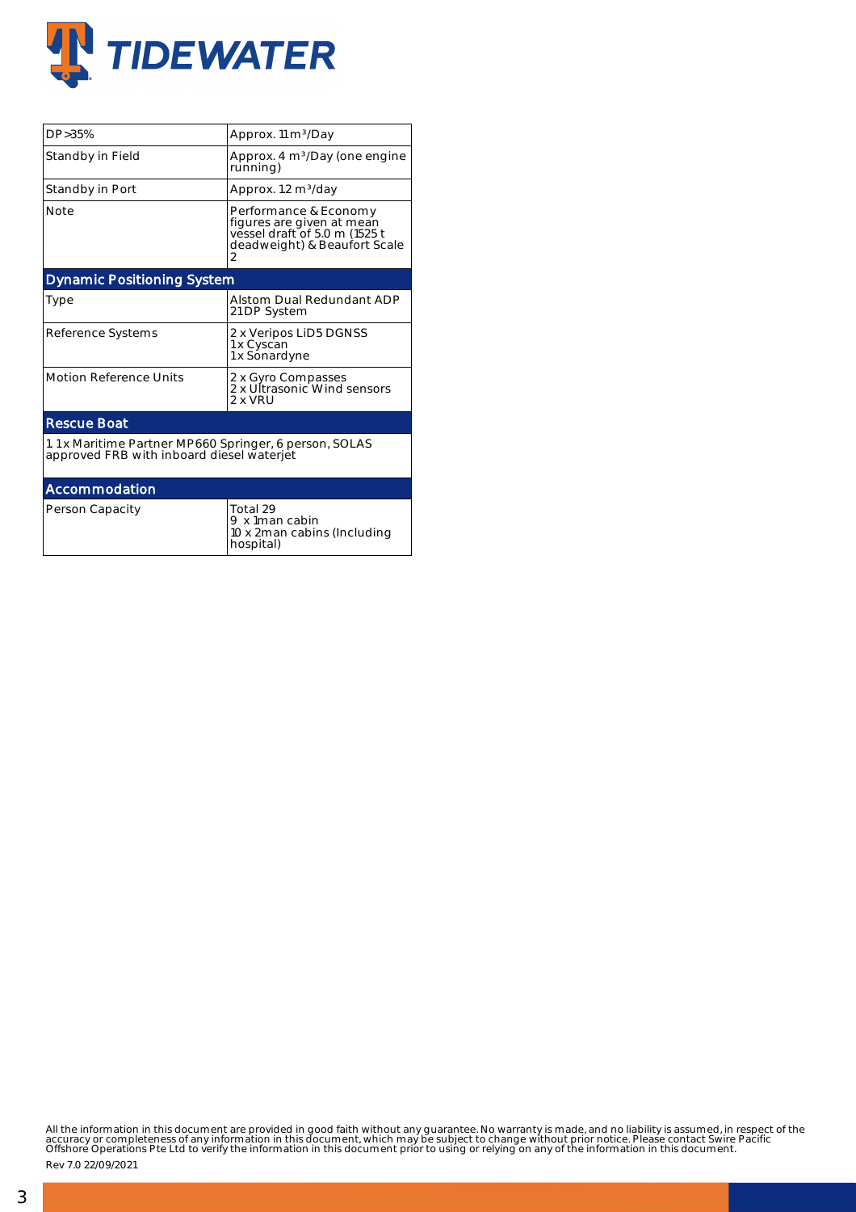| | |
|---|---|
| DP>35% | Approx. 11 m³/Day |
| Standby in Field | Approx. 4 m³/Day (one engine running) |
| Standby in Port | Approx. 1.2 m³/day |
| Note | Performance & Economy figures are given at mean vessel draft of 5.0 m (1525 t deadweight) & Beaufort Scale 2 |

## Dynamic Positioning System

| | |
|---|---|
| Type | Alstom Dual Redundant ADP 21DP System |
| Reference Systems | 2 x Veripos LiD5 DGNSS<br>1x Cyscan<br>1x Sonardyne |
| Motion Reference Units | 2 x Gyro Compasses<br>2 x Ultrasonic Wind sensors<br>2 x VRU |

## Rescue Boat

1. 1 x Maritime Partner MP660 Springer, 6 person, SOLAS approved FRB with inboard diesel waterjet

## Accommodation

| | |
|---|---|
| Person Capacity | Total 29<br>9 x 1man cabin<br>10 x 2man cabins (Including hospital) |

All the information in this document are provided in good faith without any guarantee. No warranty is made, and no liability is assumed, in respect of the accuracy or completeness of any information in this document, which may be subject to change without prior notice. Please contact Swire Pacific Offshore Operations Pte Ltd to verify the information in this document prior to using or relying on any of the information in this document.

Rev 7.0 22/09/2021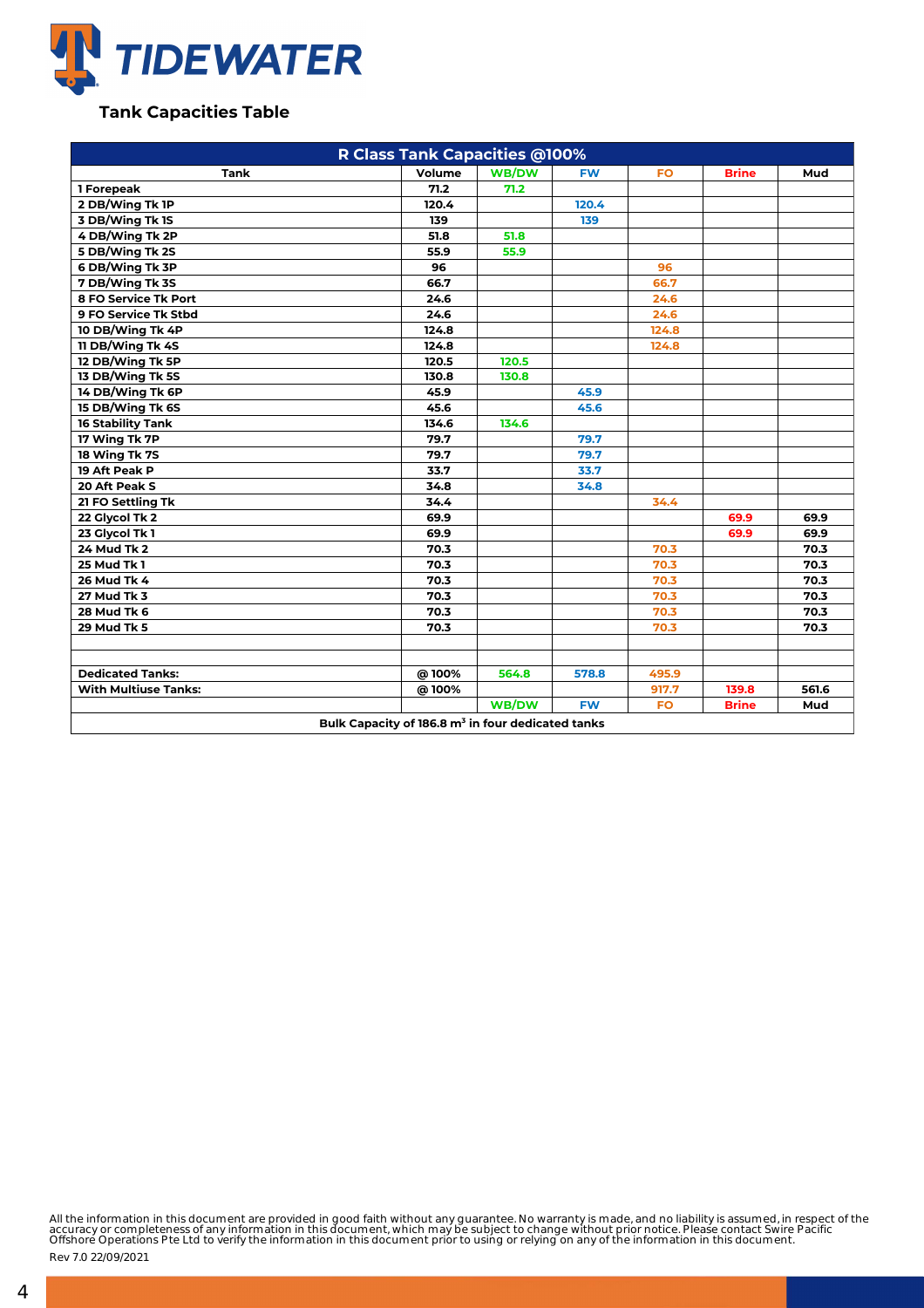TIDEWATER

## Tank Capacities Table

| R Class Tank Capacities @100% | | | | | | |
|---|---|---|---|---|---|---|
| **Tank** | **Volume** | **WB/DW** | **FW** | **FO** | **Brine** | **Mud** |
| **1 Forepeak** | 71.2 | 71.2 | | | | |
| **2 DB/Wing Tk 1P** | 120.4 | | 120.4 | | | |
| **3 DB/Wing Tk 1S** | 139 | | 139 | | | |
| **4 DB/Wing Tk 2P** | 51.8 | 51.8 | | | | |
| **5 DB/Wing Tk 2S** | 55.9 | 55.9 | | | | |
| **6 DB/Wing Tk 3P** | 96 | | | 96 | | |
| **7 DB/Wing Tk 3S** | 66.7 | | | 66.7 | | |
| **8 FO Service Tk Port** | 24.6 | | | 24.6 | | |
| **9 FO Service Tk Stbd** | 24.6 | | | 24.6 | | |
| **10 DB/Wing Tk 4P** | 124.8 | | | 124.8 | | |
| **11 DB/Wing Tk 4S** | 124.8 | | | 124.8 | | |
| **12 DB/Wing Tk 5P** | 120.5 | 120.5 | | | | |
| **13 DB/Wing Tk 5S** | 130.8 | 130.8 | | | | |
| **14 DB/Wing Tk 6P** | 45.9 | | 45.9 | | | |
| **15 DB/Wing Tk 6S** | 45.6 | | 45.6 | | | |
| **16 Stability Tank** | 134.6 | 134.6 | | | | |
| **17 Wing Tk 7P** | 79.7 | | 79.7 | | | |
| **18 Wing Tk 7S** | 79.7 | | 79.7 | | | |
| **19 Aft Peak P** | 33.7 | | 33.7 | | | |
| **20 Aft Peak S** | 34.8 | | 34.8 | | | |
| **21 FO Settling Tk** | 34.4 | | | 34.4 | | |
| **22 Glycol Tk 2** | 69.9 | | | | 69.9 | 69.9 |
| **23 Glycol Tk 1** | 69.9 | | | | 69.9 | 69.9 |
| **24 Mud Tk 2** | 70.3 | | | 70.3 | | 70.3 |
| **25 Mud Tk 1** | 70.3 | | | 70.3 | | 70.3 |
| **26 Mud Tk 4** | 70.3 | | | 70.3 | | 70.3 |
| **27 Mud Tk 3** | 70.3 | | | 70.3 | | 70.3 |
| **28 Mud Tk 6** | 70.3 | | | 70.3 | | 70.3 |
| **29 Mud Tk 5** | 70.3 | | | 70.3 | | 70.3 |
| | | | | | | |
| | | | | | | |
| **Dedicated Tanks:** | @ 100% | 564.8 | 578.8 | 495.9 | | |
| **With Multiuse Tanks:** | @ 100% | | | 917.7 | 139.8 | 561.6 |
| | | **WB/DW** | **FW** | **FO** | **Brine** | **Mud** |
| **Bulk Capacity of 186.8 m$^3$ in four dedicated tanks** | | | | | | |

All the information in this document are provided in good faith without any guarantee. No warranty is made, and no liability is assumed, in respect of the accuracy or completeness of any information in this document, which may be subject to change without prior notice. Please contact Swire Pacific Offshore Operations Pte Ltd to verify the information in this document prior to using or relying on any of the information in this document.

Rev 7.0 22/09/2021